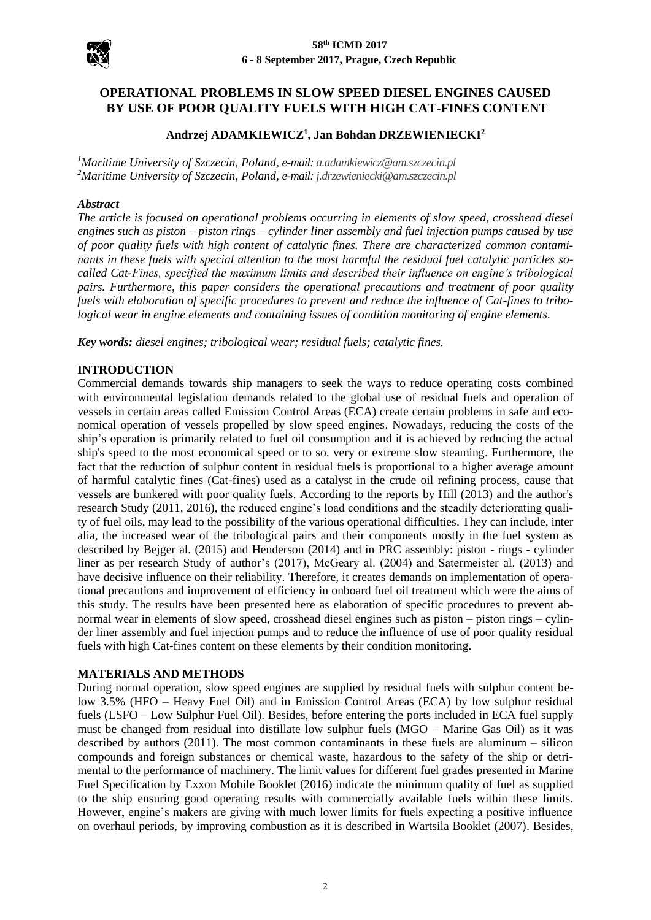# OPERATIONAL PROBLEMS IN SLOW SPEED DIESEL ENGINES CAUSED BY USE OF POOR QUALITY FUELS WITH HIGH CAT-FINES CONTENT

**Andrzej ADAMKIEWICZ[1], Jan Bohdan DRZEWIENIECKI[2]**

[1]*Maritime University of Szczecin, Poland, e-mail: a.adamkiewicz@am.szczecin.pl*
[2]*Maritime University of Szczecin, Poland, e-mail: j.drzewieniecki@am.szczecin.pl*

***Abstract***

*The article is focused on operational problems occurring in elements of slow speed, crosshead diesel engines such as piston – piston rings – cylinder liner assembly and fuel injection pumps caused by use of poor quality fuels with high content of catalytic fines. There are characterized common contaminants in these fuels with special attention to the most harmful the residual fuel catalytic particles so-called Cat-Fines, specified the maximum limits and described their influence on engine's tribological pairs. Furthermore, this paper considers the operational precautions and treatment of poor quality fuels with elaboration of specific procedures to prevent and reduce the influence of Cat-fines to tribological wear in engine elements and containing issues of condition monitoring of engine elements.*

***Key words:*** *diesel engines; tribological wear; residual fuels; catalytic fines.*

## INTRODUCTION

Commercial demands towards ship managers to seek the ways to reduce operating costs combined with environmental legislation demands related to the global use of residual fuels and operation of vessels in certain areas called Emission Control Areas (ECA) create certain problems in safe and economical operation of vessels propelled by slow speed engines. Nowadays, reducing the costs of the ship's operation is primarily related to fuel oil consumption and it is achieved by reducing the actual ship's speed to the most economical speed or to so. very or extreme slow steaming. Furthermore, the fact that the reduction of sulphur content in residual fuels is proportional to a higher average amount of harmful catalytic fines (Cat-fines) used as a catalyst in the crude oil refining process, cause that vessels are bunkered with poor quality fuels. According to the reports by Hill (2013) and the author's research Study (2011, 2016), the reduced engine's load conditions and the steadily deteriorating quality of fuel oils, may lead to the possibility of the various operational difficulties. They can include, inter alia, the increased wear of the tribological pairs and their components mostly in the fuel system as described by Bejger al. (2015) and Henderson (2014) and in PRC assembly: piston - rings - cylinder liner as per research Study of author's (2017), McGeary al. (2004) and Satermeister al. (2013) and have decisive influence on their reliability. Therefore, it creates demands on implementation of operational precautions and improvement of efficiency in onboard fuel oil treatment which were the aims of this study. The results have been presented here as elaboration of specific procedures to prevent abnormal wear in elements of slow speed, crosshead diesel engines such as piston – piston rings – cylinder liner assembly and fuel injection pumps and to reduce the influence of use of poor quality residual fuels with high Cat-fines content on these elements by their condition monitoring.

## MATERIALS AND METHODS

During normal operation, slow speed engines are supplied by residual fuels with sulphur content below 3.5% (HFO – Heavy Fuel Oil) and in Emission Control Areas (ECA) by low sulphur residual fuels (LSFO – Low Sulphur Fuel Oil). Besides, before entering the ports included in ECA fuel supply must be changed from residual into distillate low sulphur fuels (MGO – Marine Gas Oil) as it was described by authors (2011). The most common contaminants in these fuels are aluminum – silicon compounds and foreign substances or chemical waste, hazardous to the safety of the ship or detrimental to the performance of machinery. The limit values for different fuel grades presented in Marine Fuel Specification by Exxon Mobile Booklet (2016) indicate the minimum quality of fuel as supplied to the ship ensuring good operating results with commercially available fuels within these limits. However, engine's makers are giving with much lower limits for fuels expecting a positive influence on overhaul periods, by improving combustion as it is described in Wartsila Booklet (2007). Besides,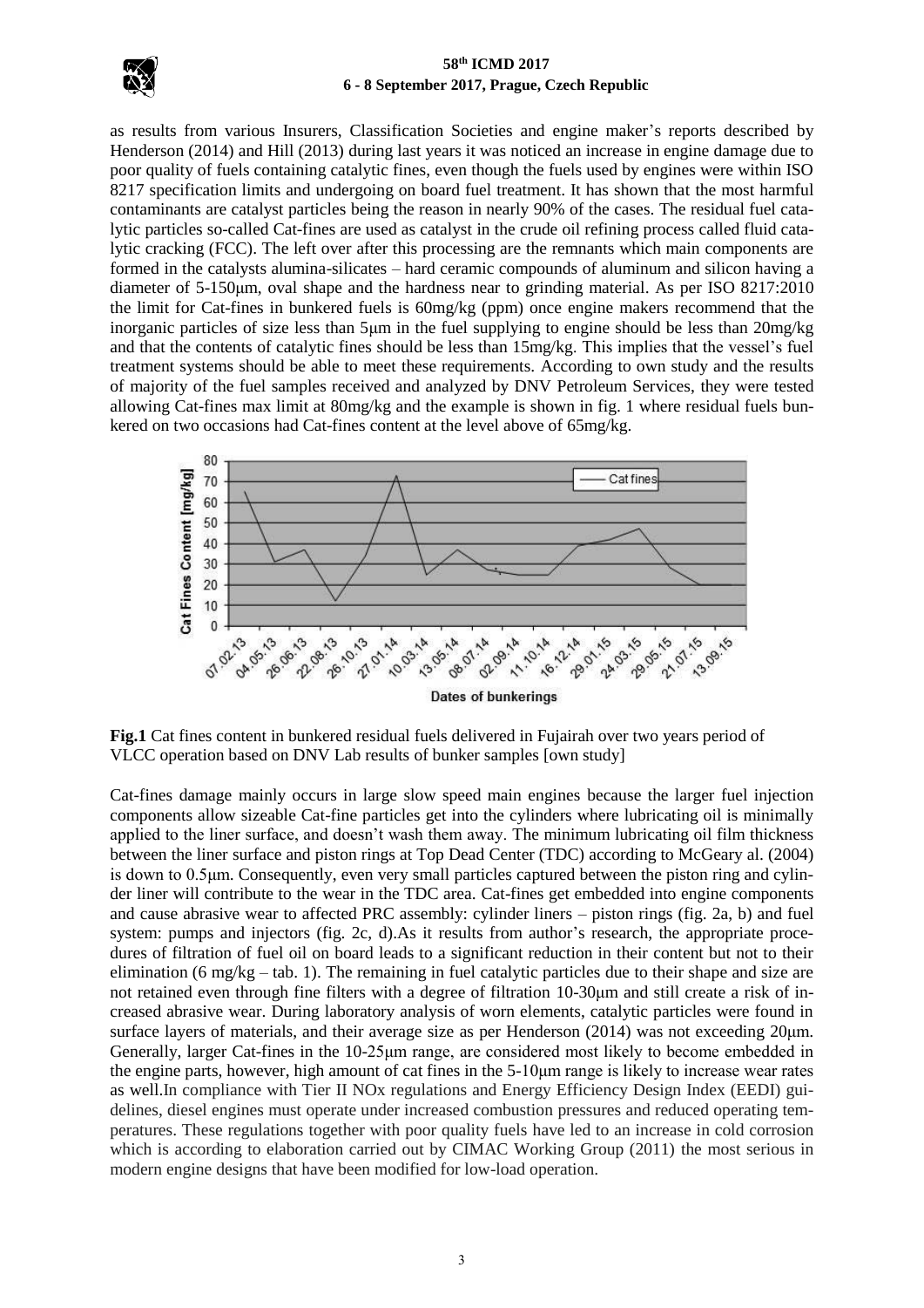as results from various Insurers, Classification Societies and engine maker's reports described by Henderson (2014) and Hill (2013) during last years it was noticed an increase in engine damage due to poor quality of fuels containing catalytic fines, even though the fuels used by engines were within ISO 8217 specification limits and undergoing on board fuel treatment. It has shown that the most harmful contaminants are catalyst particles being the reason in nearly 90% of the cases. The residual fuel catalytic particles so-called Cat-fines are used as catalyst in the crude oil refining process called fluid catalytic cracking (FCC). The left over after this processing are the remnants which main components are formed in the catalysts alumina-silicates – hard ceramic compounds of aluminum and silicon having a diameter of 5-150μm, oval shape and the hardness near to grinding material. As per ISO 8217:2010 the limit for Cat-fines in bunkered fuels is 60mg/kg (ppm) once engine makers recommend that the inorganic particles of size less than 5μm in the fuel supplying to engine should be less than 20mg/kg and that the contents of catalytic fines should be less than 15mg/kg. This implies that the vessel's fuel treatment systems should be able to meet these requirements. According to own study and the results of majority of the fuel samples received and analyzed by DNV Petroleum Services, they were tested allowing Cat-fines max limit at 80mg/kg and the example is shown in fig. 1 where residual fuels bunkered on two occasions had Cat-fines content at the level above of 65mg/kg.

**Fig.1** Cat fines content in bunkered residual fuels delivered in Fujairah over two years period of VLCC operation based on DNV Lab results of bunker samples [own study]

Cat-fines damage mainly occurs in large slow speed main engines because the larger fuel injection components allow sizeable Cat-fine particles get into the cylinders where lubricating oil is minimally applied to the liner surface, and doesn't wash them away. The minimum lubricating oil film thickness between the liner surface and piston rings at Top Dead Center (TDC) according to McGeary al. (2004) is down to 0.5μm. Consequently, even very small particles captured between the piston ring and cylinder liner will contribute to the wear in the TDC area. Cat-fines get embedded into engine components and cause abrasive wear to affected PRC assembly: cylinder liners – piston rings (fig. 2a, b) and fuel system: pumps and injectors (fig. 2c, d).As it results from author's research, the appropriate procedures of filtration of fuel oil on board leads to a significant reduction in their content but not to their elimination (6 mg/kg – tab. 1). The remaining in fuel catalytic particles due to their shape and size are not retained even through fine filters with a degree of filtration 10-30μm and still create a risk of increased abrasive wear. During laboratory analysis of worn elements, catalytic particles were found in surface layers of materials, and their average size as per Henderson (2014) was not exceeding 20μm. Generally, larger Cat-fines in the 10-25μm range, are considered most likely to become embedded in the engine parts, however, high amount of cat fines in the 5-10μm range is likely to increase wear rates as well.In compliance with Tier II NOx regulations and Energy Efficiency Design Index (EEDI) guidelines, diesel engines must operate under increased combustion pressures and reduced operating temperatures. These regulations together with poor quality fuels have led to an increase in cold corrosion which is according to elaboration carried out by CIMAC Working Group (2011) the most serious in modern engine designs that have been modified for low-load operation.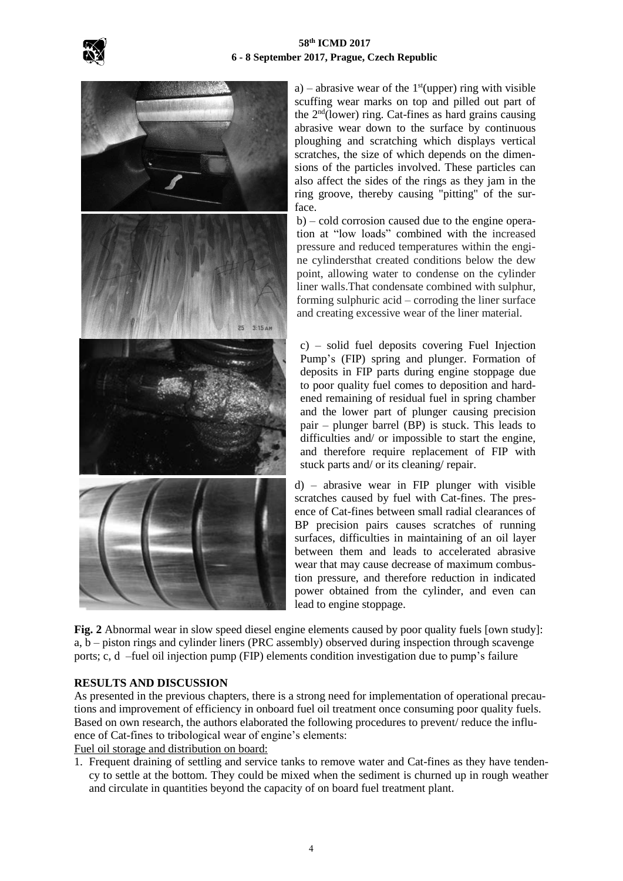a) – abrasive wear of the 1st(upper) ring with visible scuffing wear marks on top and pilled out part of the 2nd(lower) ring. Cat-fines as hard grains causing abrasive wear down to the surface by continuous ploughing and scratching which displays vertical scratches, the size of which depends on the dimensions of the particles involved. These particles can also affect the sides of the rings as they jam in the ring groove, thereby causing "pitting" of the surface.

b) – cold corrosion caused due to the engine operation at "low loads" combined with the increased pressure and reduced temperatures within the engine cylindersthat created conditions below the dew point, allowing water to condense on the cylinder liner walls.That condensate combined with sulphur, forming sulphuric acid – corroding the liner surface and creating excessive wear of the liner material.

c) – solid fuel deposits covering Fuel Injection Pump's (FIP) spring and plunger. Formation of deposits in FIP parts during engine stoppage due to poor quality fuel comes to deposition and hardened remaining of residual fuel in spring chamber and the lower part of plunger causing precision pair – plunger barrel (BP) is stuck. This leads to difficulties and/ or impossible to start the engine, and therefore require replacement of FIP with stuck parts and/ or its cleaning/ repair.

d) – abrasive wear in FIP plunger with visible scratches caused by fuel with Cat-fines. The presence of Cat-fines between small radial clearances of BP precision pairs causes scratches of running surfaces, difficulties in maintaining of an oil layer between them and leads to accelerated abrasive wear that may cause decrease of maximum combustion pressure, and therefore reduction in indicated power obtained from the cylinder, and even can lead to engine stoppage.

**Fig. 2** Abnormal wear in slow speed diesel engine elements caused by poor quality fuels [own study]: a, b – piston rings and cylinder liners (PRC assembly) observed during inspection through scavenge ports; c, d –fuel oil injection pump (FIP) elements condition investigation due to pump's failure

## RESULTS AND DISCUSSION

As presented in the previous chapters, there is a strong need for implementation of operational precautions and improvement of efficiency in onboard fuel oil treatment once consuming poor quality fuels. Based on own research, the authors elaborated the following procedures to prevent/ reduce the influence of Cat-fines to tribological wear of engine's elements:

Fuel oil storage and distribution on board:

1. Frequent draining of settling and service tanks to remove water and Cat-fines as they have tendency to settle at the bottom. They could be mixed when the sediment is churned up in rough weather and circulate in quantities beyond the capacity of on board fuel treatment plant.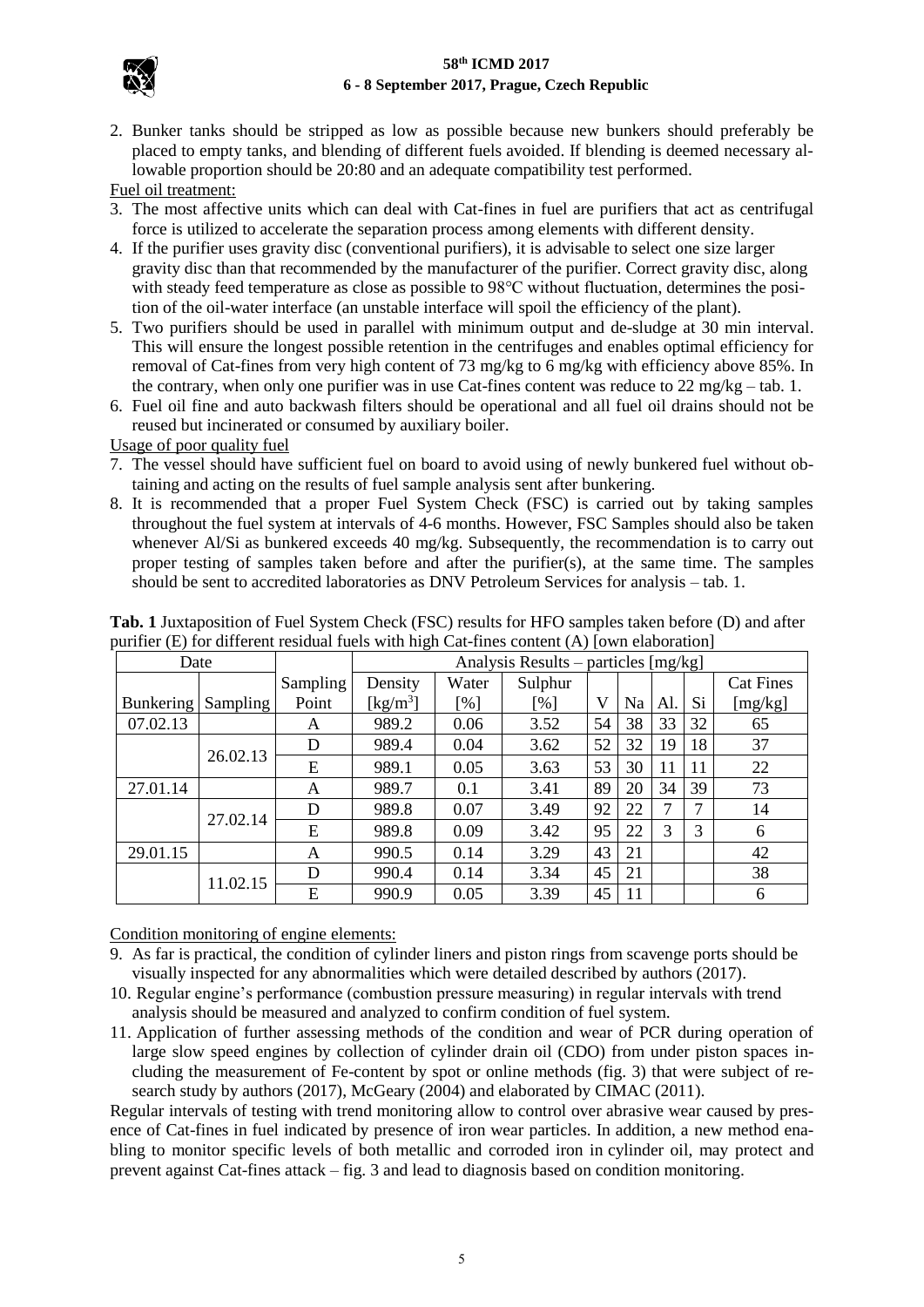2. Bunker tanks should be stripped as low as possible because new bunkers should preferably be placed to empty tanks, and blending of different fuels avoided. If blending is deemed necessary allowable proportion should be 20:80 and an adequate compatibility test performed.

Fuel oil treatment:

3. The most affective units which can deal with Cat-fines in fuel are purifiers that act as centrifugal force is utilized to accelerate the separation process among elements with different density.
4. If the purifier uses gravity disc (conventional purifiers), it is advisable to select one size larger gravity disc than that recommended by the manufacturer of the purifier. Correct gravity disc, along with steady feed temperature as close as possible to 98°C without fluctuation, determines the position of the oil-water interface (an unstable interface will spoil the efficiency of the plant).
5. Two purifiers should be used in parallel with minimum output and de-sludge at 30 min interval. This will ensure the longest possible retention in the centrifuges and enables optimal efficiency for removal of Cat-fines from very high content of 73 mg/kg to 6 mg/kg with efficiency above 85%. In the contrary, when only one purifier was in use Cat-fines content was reduce to 22 mg/kg – tab. 1.
6. Fuel oil fine and auto backwash filters should be operational and all fuel oil drains should not be reused but incinerated or consumed by auxiliary boiler.

Usage of poor quality fuel

7. The vessel should have sufficient fuel on board to avoid using of newly bunkered fuel without obtaining and acting on the results of fuel sample analysis sent after bunkering.
8. It is recommended that a proper Fuel System Check (FSC) is carried out by taking samples throughout the fuel system at intervals of 4-6 months. However, FSC Samples should also be taken whenever Al/Si as bunkered exceeds 40 mg/kg. Subsequently, the recommendation is to carry out proper testing of samples taken before and after the purifier(s), at the same time. The samples should be sent to accredited laboratories as DNV Petroleum Services for analysis – tab. 1.

**Tab. 1** Juxtaposition of Fuel System Check (FSC) results for HFO samples taken before (D) and after purifier (E) for different residual fuels with high Cat-fines content (A) [own elaboration]

| Date | | | Analysis Results – particles [mg/kg] | | | | | | | |
|---|---|---|---|---|---|---|---|---|---|---|
| Bunkering | Sampling | Sampling Point | Density [kg/m$^3$] | Water [%] | Sulphur [%] | V | Na | Al. | Si | Cat Fines [mg/kg] |
| 07.02.13 | | A | 989.2 | 0.06 | 3.52 | 54 | 38 | 33 | 32 | 65 |
| | 26.02.13 | D | 989.4 | 0.04 | 3.62 | 52 | 32 | 19 | 18 | 37 |
| | | E | 989.1 | 0.05 | 3.63 | 53 | 30 | 11 | 11 | 22 |
| 27.01.14 | | A | 989.7 | 0.1 | 3.41 | 89 | 20 | 34 | 39 | 73 |
| | 27.02.14 | D | 989.8 | 0.07 | 3.49 | 92 | 22 | 7 | 7 | 14 |
| | | E | 989.8 | 0.09 | 3.42 | 95 | 22 | 3 | 3 | 6 |
| 29.01.15 | | A | 990.5 | 0.14 | 3.29 | 43 | 21 | | | 42 |
| | 11.02.15 | D | 990.4 | 0.14 | 3.34 | 45 | 21 | | | 38 |
| | | E | 990.9 | 0.05 | 3.39 | 45 | 11 | | | 6 |

Condition monitoring of engine elements:

9. As far is practical, the condition of cylinder liners and piston rings from scavenge ports should be visually inspected for any abnormalities which were detailed described by authors (2017).
10. Regular engine's performance (combustion pressure measuring) in regular intervals with trend analysis should be measured and analyzed to confirm condition of fuel system.
11. Application of further assessing methods of the condition and wear of PCR during operation of large slow speed engines by collection of cylinder drain oil (CDO) from under piston spaces including the measurement of Fe-content by spot or online methods (fig. 3) that were subject of research study by authors (2017), McGeary (2004) and elaborated by CIMAC (2011).

Regular intervals of testing with trend monitoring allow to control over abrasive wear caused by presence of Cat-fines in fuel indicated by presence of iron wear particles. In addition, a new method enabling to monitor specific levels of both metallic and corroded iron in cylinder oil, may protect and prevent against Cat-fines attack – fig. 3 and lead to diagnosis based on condition monitoring.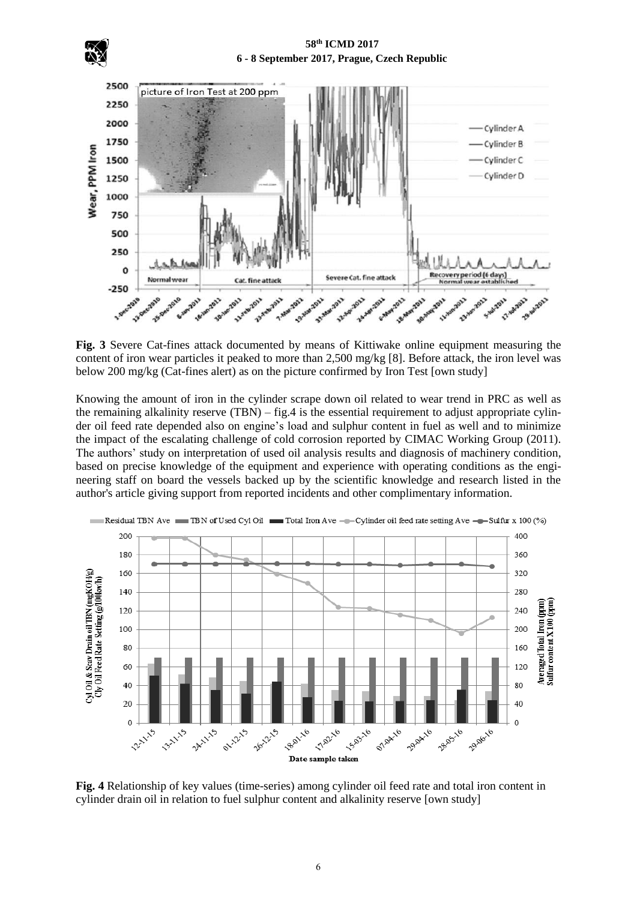**Fig. 3** Severe Cat-fines attack documented by means of Kittiwake online equipment measuring the content of iron wear particles it peaked to more than 2,500 mg/kg [8]. Before attack, the iron level was below 200 mg/kg (Cat-fines alert) as on the picture confirmed by Iron Test [own study]

Knowing the amount of iron in the cylinder scrape down oil related to wear trend in PRC as well as the remaining alkalinity reserve (TBN) – fig.4 is the essential requirement to adjust appropriate cylinder oil feed rate depended also on engine's load and sulphur content in fuel as well and to minimize the impact of the escalating challenge of cold corrosion reported by CIMAC Working Group (2011). The authors' study on interpretation of used oil analysis results and diagnosis of machinery condition, based on precise knowledge of the equipment and experience with operating conditions as the engineering staff on board the vessels backed up by the scientific knowledge and research listed in the author's article giving support from reported incidents and other complimentary information.

**Fig. 4** Relationship of key values (time-series) among cylinder oil feed rate and total iron content in cylinder drain oil in relation to fuel sulphur content and alkalinity reserve [own study]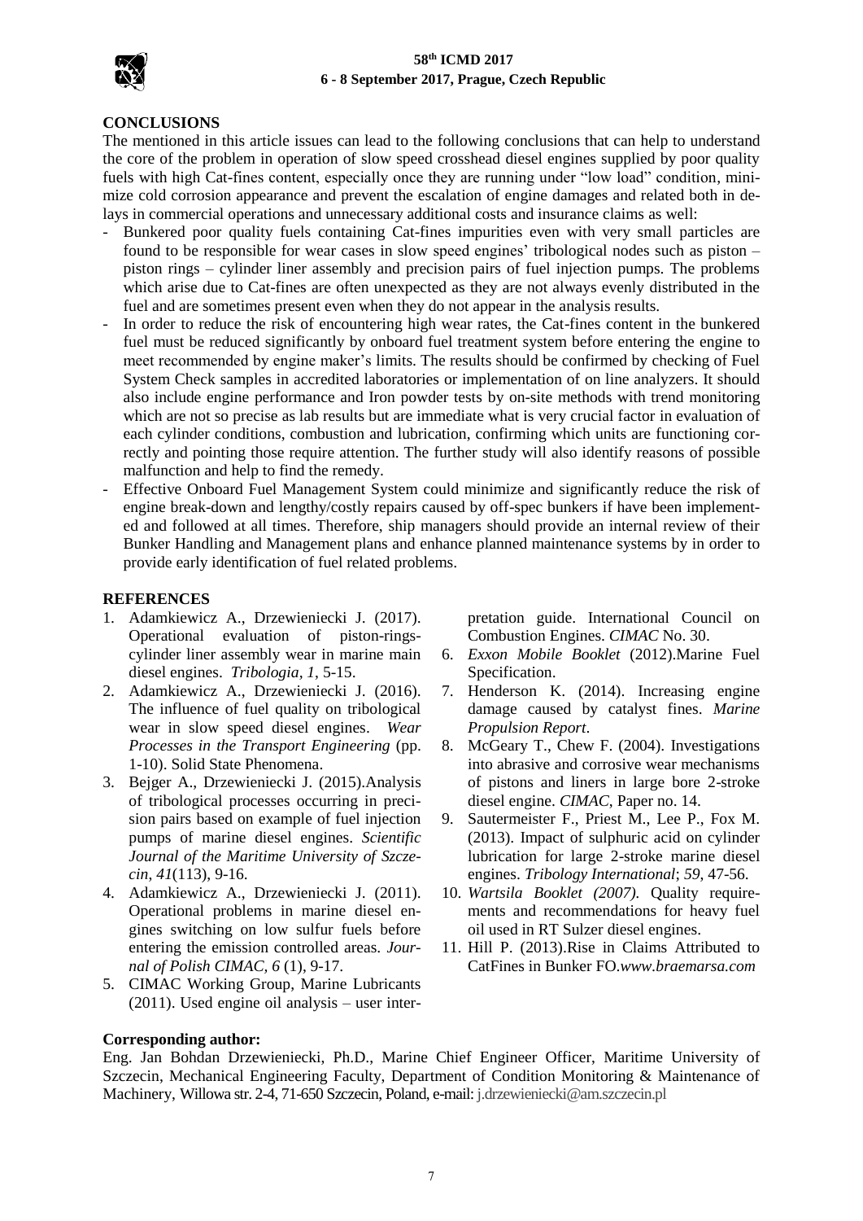## CONCLUSIONS

The mentioned in this article issues can lead to the following conclusions that can help to understand the core of the problem in operation of slow speed crosshead diesel engines supplied by poor quality fuels with high Cat-fines content, especially once they are running under "low load" condition, minimize cold corrosion appearance and prevent the escalation of engine damages and related both in delays in commercial operations and unnecessary additional costs and insurance claims as well:

- Bunkered poor quality fuels containing Cat-fines impurities even with very small particles are found to be responsible for wear cases in slow speed engines' tribological nodes such as piston – piston rings – cylinder liner assembly and precision pairs of fuel injection pumps. The problems which arise due to Cat-fines are often unexpected as they are not always evenly distributed in the fuel and are sometimes present even when they do not appear in the analysis results.
- In order to reduce the risk of encountering high wear rates, the Cat-fines content in the bunkered fuel must be reduced significantly by onboard fuel treatment system before entering the engine to meet recommended by engine maker's limits. The results should be confirmed by checking of Fuel System Check samples in accredited laboratories or implementation of on line analyzers. It should also include engine performance and Iron powder tests by on-site methods with trend monitoring which are not so precise as lab results but are immediate what is very crucial factor in evaluation of each cylinder conditions, combustion and lubrication, confirming which units are functioning correctly and pointing those require attention. The further study will also identify reasons of possible malfunction and help to find the remedy.
- Effective Onboard Fuel Management System could minimize and significantly reduce the risk of engine break-down and lengthy/costly repairs caused by off-spec bunkers if have been implemented and followed at all times. Therefore, ship managers should provide an internal review of their Bunker Handling and Management plans and enhance planned maintenance systems by in order to provide early identification of fuel related problems.

## REFERENCES

1. Adamkiewicz A., Drzewieniecki J. (2017). Operational evaluation of piston-rings-cylinder liner assembly wear in marine main diesel engines. *Tribologia, 1*, 5-15.
2. Adamkiewicz A., Drzewieniecki J. (2016). The influence of fuel quality on tribological wear in slow speed diesel engines. *Wear Processes in the Transport Engineering* (pp. 1-10). Solid State Phenomena.
3. Bejger A., Drzewieniecki J. (2015).Analysis of tribological processes occurring in precision pairs based on example of fuel injection pumps of marine diesel engines. *Scientific Journal of the Maritime University of Szczecin, 41*(113), 9-16.
4. Adamkiewicz A., Drzewieniecki J. (2011). Operational problems in marine diesel engines switching on low sulfur fuels before entering the emission controlled areas. *Journal of Polish CIMAC, 6* (1), 9-17.
5. CIMAC Working Group, Marine Lubricants (2011). Used engine oil analysis – user interpretation guide. International Council on Combustion Engines. *CIMAC* No. 30.
6. *Exxon Mobile Booklet* (2012).Marine Fuel Specification.
7. Henderson K. (2014). Increasing engine damage caused by catalyst fines. *Marine Propulsion Report*.
8. McGeary T., Chew F. (2004). Investigations into abrasive and corrosive wear mechanisms of pistons and liners in large bore 2-stroke diesel engine. *CIMAC*, Paper no. 14.
9. Sautermeister F., Priest M., Lee P., Fox M. (2013). Impact of sulphuric acid on cylinder lubrication for large 2-stroke marine diesel engines. *Tribology International*; *59*, 47-56.
10. *Wartsila Booklet (2007).* Quality requirements and recommendations for heavy fuel oil used in RT Sulzer diesel engines.
11. Hill P. (2013).Rise in Claims Attributed to CatFines in Bunker FO.*www.braemarsa.com*

**Corresponding author:**

Eng. Jan Bohdan Drzewieniecki, Ph.D., Marine Chief Engineer Officer, Maritime University of Szczecin, Mechanical Engineering Faculty, Department of Condition Monitoring & Maintenance of Machinery, Willowa str. 2-4, 71-650 Szczecin, Poland, e-mail: j.drzewieniecki@am.szczecin.pl